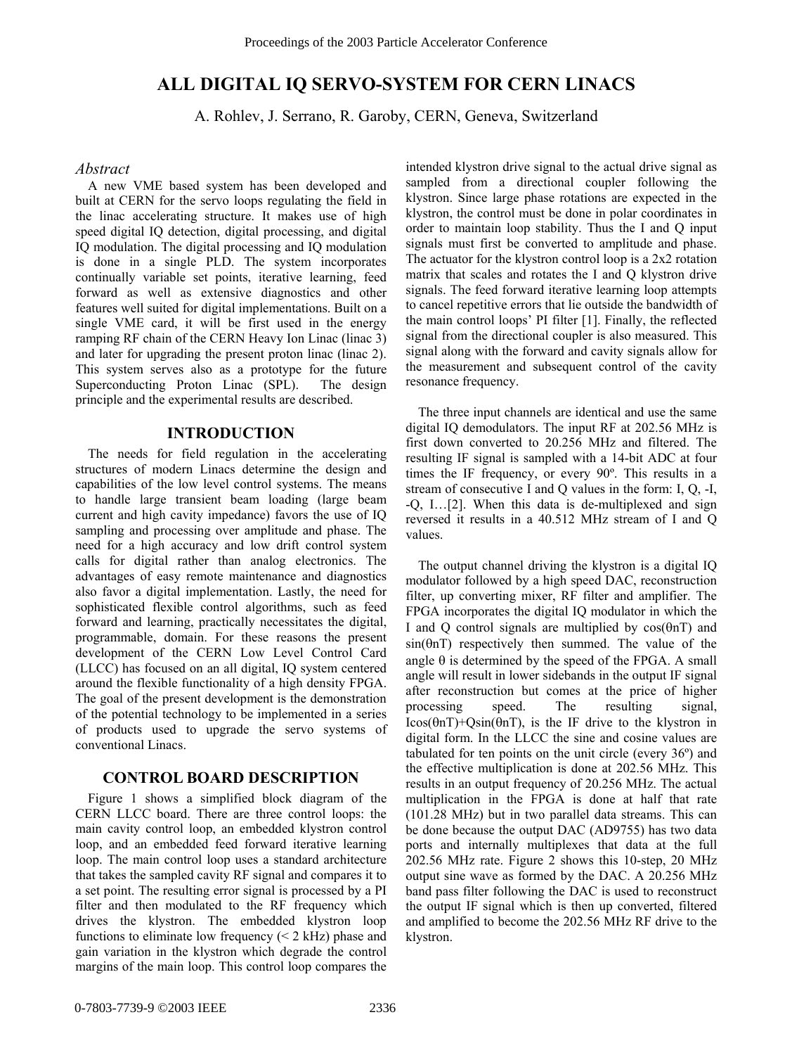# ALL DIGITAL IQ SERVO-SYSTEM FOR CERN LINACS

A. Rohlev, J. Serrano, R. Garoby, CERN, Geneva, Switzerland

### *Abstract*

A new VME based system has been developed and built at CERN for the servo loops regulating the field in the linac accelerating structure. It makes use of high speed digital IQ detection, digital processing, and digital IQ modulation. The digital processing and IQ modulation is done in a single PLD. The system incorporates continually variable set points, iterative learning, feed forward as well as extensive diagnostics and other features well suited for digital implementations. Built on a single VME card, it will be first used in the energy ramping RF chain of the CERN Heavy Ion Linac (linac 3) and later for upgrading the present proton linac (linac 2). This system serves also as a prototype for the future Superconducting Proton Linac (SPL). The design principle and the experimental results are described.

## INTRODUCTION

The needs for field regulation in the accelerating structures of modern Linacs determine the design and capabilities of the low level control systems. The means to handle large transient beam loading (large beam current and high cavity impedance) favors the use of IQ sampling and processing over amplitude and phase. The need for a high accuracy and low drift control system calls for digital rather than analog electronics. The advantages of easy remote maintenance and diagnostics also favor a digital implementation. Lastly, the need for sophisticated flexible control algorithms, such as feed forward and learning, practically necessitates the digital, programmable, domain. For these reasons the present development of the CERN Low Level Control Card (LLCC) has focused on an all digital, IQ system centered around the flexible functionality of a high density FPGA. The goal of the present development is the demonstration of the potential technology to be implemented in a series of products used to upgrade the servo systems of conventional Linacs.

## CONTROL BOARD DESCRIPTION

Figure 1 shows a simplified block diagram of the CERN LLCC board. There are three control loops: the main cavity control loop, an embedded klystron control loop, and an embedded feed forward iterative learning loop. The main control loop uses a standard architecture that takes the sampled cavity RF signal and compares it to a set point. The resulting error signal is processed by a PI filter and then modulated to the RF frequency which drives the klystron. The embedded klystron loop functions to eliminate low frequency (< 2 kHz) phase and gain variation in the klystron which degrade the control margins of the main loop. This control loop compares the intended klystron drive signal to the actual drive signal as sampled from a directional coupler following the klystron. Since large phase rotations are expected in the klystron, the control must be done in polar coordinates in order to maintain loop stability. Thus the I and Q input signals must first be converted to amplitude and phase. The actuator for the klystron control loop is a 2x2 rotation matrix that scales and rotates the I and Q klystron drive signals. The feed forward iterative learning loop attempts to cancel repetitive errors that lie outside the bandwidth of the main control loops' PI filter [1]. Finally, the reflected signal from the directional coupler is also measured. This signal along with the forward and cavity signals allow for the measurement and subsequent control of the cavity resonance frequency.

The three input channels are identical and use the same digital IQ demodulators. The input RF at 202.56 MHz is first down converted to 20.256 MHz and filtered. The resulting IF signal is sampled with a 14-bit ADC at four times the IF frequency, or every 90º. This results in a stream of consecutive I and Q values in the form: I, Q, -I, -Q, I…[2]. When this data is de-multiplexed and sign reversed it results in a 40.512 MHz stream of I and Q values.

The output channel driving the klystron is a digital IQ modulator followed by a high speed DAC, reconstruction filter, up converting mixer, RF filter and amplifier. The FPGA incorporates the digital IQ modulator in which the I and Q control signals are multiplied by $\cos(\theta nT)$ and $\sin(\theta nT)$ respectively then summed. The value of the angle $\theta$ is determined by the speed of the FPGA. A small angle will result in lower sidebands in the output IF signal after reconstruction but comes at the price of higher processing speed. The resulting signal, $I\cos(\theta nT)+Q\sin(\theta nT)$, is the IF drive to the klystron in digital form. In the LLCC the sine and cosine values are tabulated for ten points on the unit circle (every 36º) and the effective multiplication is done at 202.56 MHz. This results in an output frequency of 20.256 MHz. The actual multiplication in the FPGA is done at half that rate (101.28 MHz) but in two parallel data streams. This can be done because the output DAC (AD9755) has two data ports and internally multiplexes that data at the full 202.56 MHz rate. Figure 2 shows this 10-step, 20 MHz output sine wave as formed by the DAC. A 20.256 MHz band pass filter following the DAC is used to reconstruct the output IF signal which is then up converted, filtered and amplified to become the 202.56 MHz RF drive to the klystron.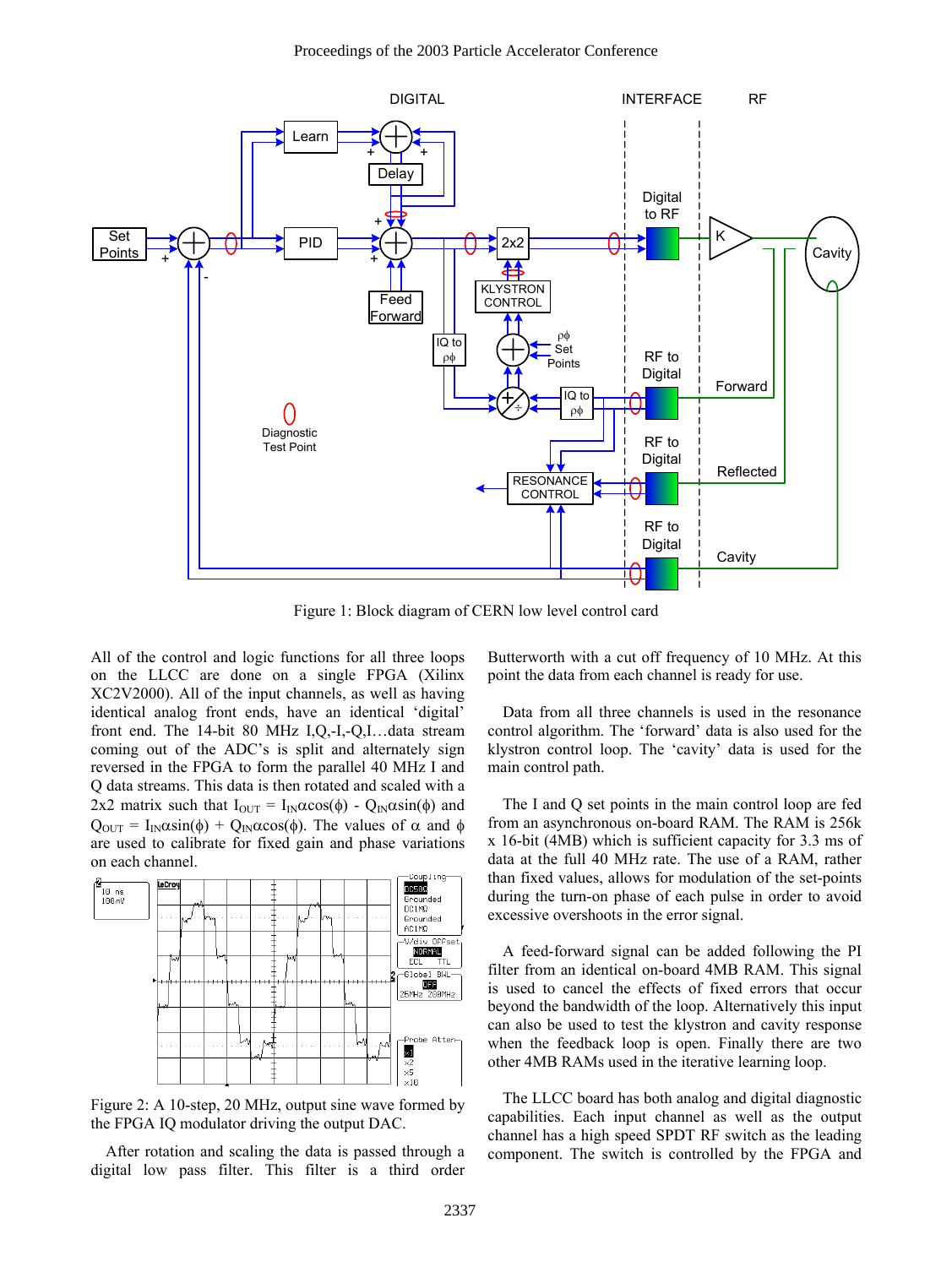Figure 1: Block diagram of CERN low level control card

All of the control and logic functions for all three loops on the LLCC are done on a single FPGA (Xilinx XC2V2000). All of the input channels, as well as having identical analog front ends, have an identical 'digital' front end. The 14-bit 80 MHz I,Q,-I,-Q,I…data stream coming out of the ADC's is split and alternately sign reversed in the FPGA to form the parallel 40 MHz I and Q data streams. This data is then rotated and scaled with a 2x2 matrix such that $I_{OUT} = I_{IN}\alpha\cos(\phi) - Q_{IN}\alpha\sin(\phi)$ and $Q_{OUT} = I_{IN}\alpha\sin(\phi) + Q_{IN}\alpha\cos(\phi)$. The values of $\alpha$ and $\phi$ are used to calibrate for fixed gain and phase variations on each channel.

Figure 2: A 10-step, 20 MHz, output sine wave formed by the FPGA IQ modulator driving the output DAC.

After rotation and scaling the data is passed through a digital low pass filter. This filter is a third order Butterworth with a cut off frequency of 10 MHz. At this point the data from each channel is ready for use.

Data from all three channels is used in the resonance control algorithm. The 'forward' data is also used for the klystron control loop. The 'cavity' data is used for the main control path.

The I and Q set points in the main control loop are fed from an asynchronous on-board RAM. The RAM is 256k x 16-bit (4MB) which is sufficient capacity for 3.3 ms of data at the full 40 MHz rate. The use of a RAM, rather than fixed values, allows for modulation of the set-points during the turn-on phase of each pulse in order to avoid excessive overshoots in the error signal.

A feed-forward signal can be added following the PI filter from an identical on-board 4MB RAM. This signal is used to cancel the effects of fixed errors that occur beyond the bandwidth of the loop. Alternatively this input can also be used to test the klystron and cavity response when the feedback loop is open. Finally there are two other 4MB RAMs used in the iterative learning loop.

The LLCC board has both analog and digital diagnostic capabilities. Each input channel as well as the output channel has a high speed SPDT RF switch as the leading component. The switch is controlled by the FPGA and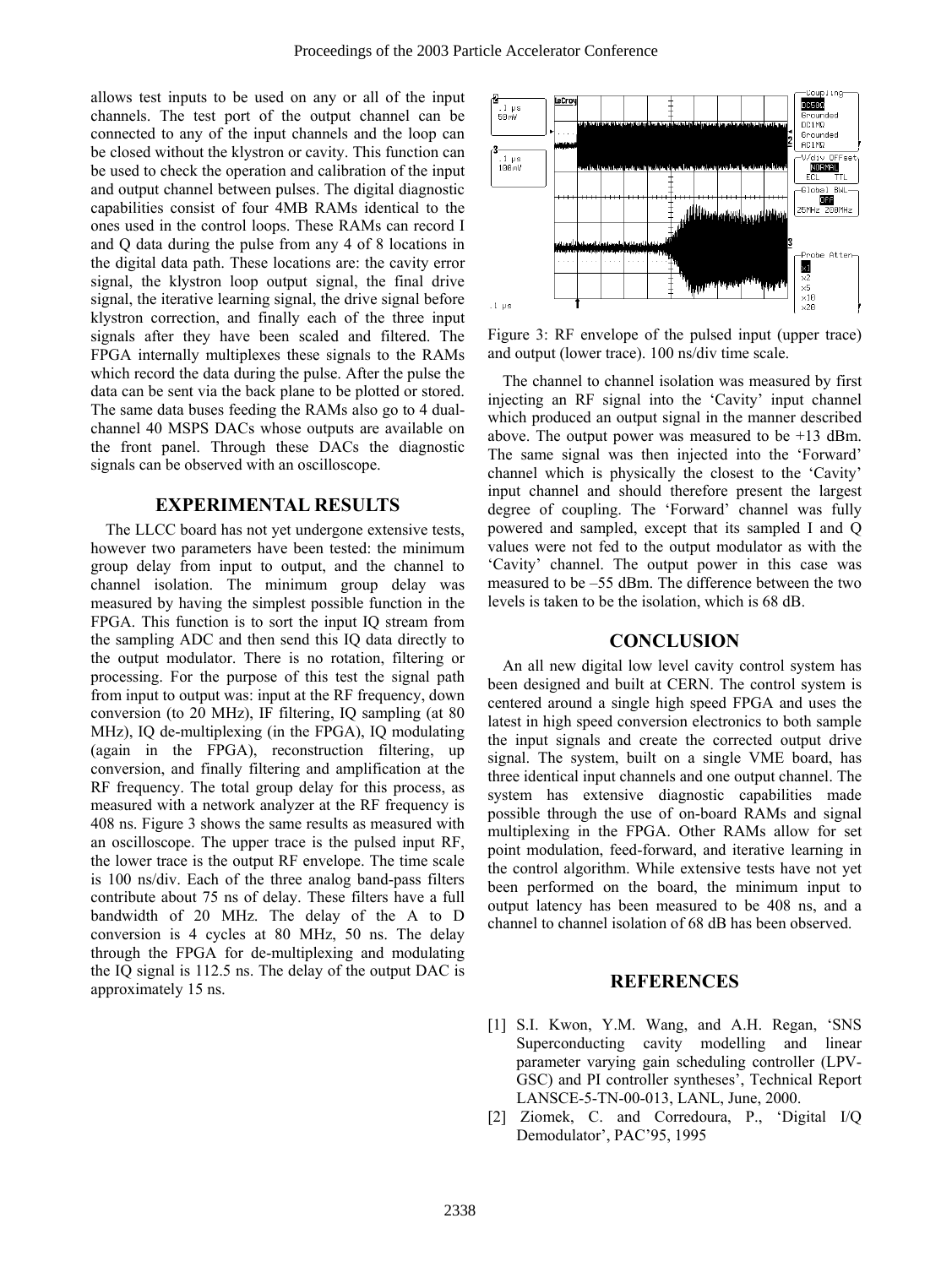allows test inputs to be used on any or all of the input channels. The test port of the output channel can be connected to any of the input channels and the loop can be closed without the klystron or cavity. This function can be used to check the operation and calibration of the input and output channel between pulses. The digital diagnostic capabilities consist of four 4MB RAMs identical to the ones used in the control loops. These RAMs can record I and Q data during the pulse from any 4 of 8 locations in the digital data path. These locations are: the cavity error signal, the klystron loop output signal, the final drive signal, the iterative learning signal, the drive signal before klystron correction, and finally each of the three input signals after they have been scaled and filtered. The FPGA internally multiplexes these signals to the RAMs which record the data during the pulse. After the pulse the data can be sent via the back plane to be plotted or stored. The same data buses feeding the RAMs also go to 4 dual-channel 40 MSPS DACs whose outputs are available on the front panel. Through these DACs the diagnostic signals can be observed with an oscilloscope.

## EXPERIMENTAL RESULTS

The LLCC board has not yet undergone extensive tests, however two parameters have been tested: the minimum group delay from input to output, and the channel to channel isolation. The minimum group delay was measured by having the simplest possible function in the FPGA. This function is to sort the input IQ stream from the sampling ADC and then send this IQ data directly to the output modulator. There is no rotation, filtering or processing. For the purpose of this test the signal path from input to output was: input at the RF frequency, down conversion (to 20 MHz), IF filtering, IQ sampling (at 80 MHz), IQ de-multiplexing (in the FPGA), IQ modulating (again in the FPGA), reconstruction filtering, up conversion, and finally filtering and amplification at the RF frequency. The total group delay for this process, as measured with a network analyzer at the RF frequency is 408 ns. Figure 3 shows the same results as measured with an oscilloscope. The upper trace is the pulsed input RF, the lower trace is the output RF envelope. The time scale is 100 ns/div. Each of the three analog band-pass filters contribute about 75 ns of delay. These filters have a full bandwidth of 20 MHz. The delay of the A to D conversion is 4 cycles at 80 MHz, 50 ns. The delay through the FPGA for de-multiplexing and modulating the IQ signal is 112.5 ns. The delay of the output DAC is approximately 15 ns.

Figure 3: RF envelope of the pulsed input (upper trace) and output (lower trace). 100 ns/div time scale.

The channel to channel isolation was measured by first injecting an RF signal into the 'Cavity' input channel which produced an output signal in the manner described above. The output power was measured to be +13 dBm. The same signal was then injected into the 'Forward' channel which is physically the closest to the 'Cavity' input channel and should therefore present the largest degree of coupling. The 'Forward' channel was fully powered and sampled, except that its sampled I and Q values were not fed to the output modulator as with the 'Cavity' channel. The output power in this case was measured to be –55 dBm. The difference between the two levels is taken to be the isolation, which is 68 dB.

## CONCLUSION

An all new digital low level cavity control system has been designed and built at CERN. The control system is centered around a single high speed FPGA and uses the latest in high speed conversion electronics to both sample the input signals and create the corrected output drive signal. The system, built on a single VME board, has three identical input channels and one output channel. The system has extensive diagnostic capabilities made possible through the use of on-board RAMs and signal multiplexing in the FPGA. Other RAMs allow for set point modulation, feed-forward, and iterative learning in the control algorithm. While extensive tests have not yet been performed on the board, the minimum input to output latency has been measured to be 408 ns, and a channel to channel isolation of 68 dB has been observed.

## REFERENCES

[1] S.I. Kwon, Y.M. Wang, and A.H. Regan, 'SNS Superconducting cavity modelling and linear parameter varying gain scheduling controller (LPV-GSC) and PI controller syntheses', Technical Report LANSCE-5-TN-00-013, LANL, June, 2000.

[2] Ziomek, C. and Corredoura, P., 'Digital I/Q Demodulator', PAC'95, 1995